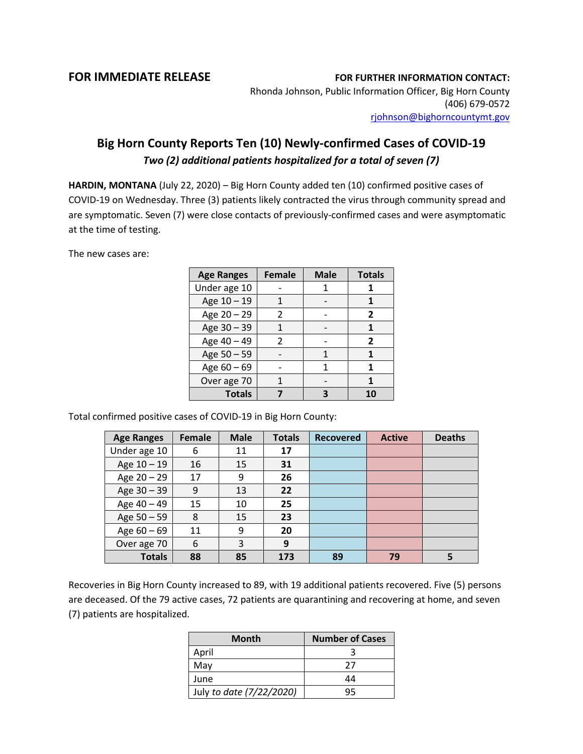**FOR IMMEDIATE RELEASE**

**FOR FURTHER INFORMATION CONTACT:**
Rhonda Johnson, Public Information Officer, Big Horn County
(406) 679-0572
rjohnson@bighorncountymt.gov

# Big Horn County Reports Ten (10) Newly-confirmed Cases of COVID-19

***Two (2) additional patients hospitalized for a total of seven (7)***

**HARDIN, MONTANA** (July 22, 2020) – Big Horn County added ten (10) confirmed positive cases of COVID-19 on Wednesday. Three (3) patients likely contracted the virus through community spread and are symptomatic. Seven (7) were close contacts of previously-confirmed cases and were asymptomatic at the time of testing.

The new cases are:

| Age Ranges | Female | Male | Totals |
|---|---|---|---|
| Under age 10 | - | 1 | **1** |
| Age 10 – 19 | 1 | - | **1** |
| Age 20 – 29 | 2 | - | **2** |
| Age 30 – 39 | 1 | - | **1** |
| Age 40 – 49 | 2 | - | **2** |
| Age 50 – 59 | - | 1 | **1** |
| Age 60 – 69 | - | 1 | **1** |
| Over age 70 | 1 | - | **1** |
| **Totals** | **7** | **3** | **10** |

Total confirmed positive cases of COVID-19 in Big Horn County:

| Age Ranges | Female | Male | Totals | Recovered | Active | Deaths |
|---|---|---|---|---|---|---|
| Under age 10 | 6 | 11 | **17** | | | |
| Age 10 – 19 | 16 | 15 | **31** | | | |
| Age 20 – 29 | 17 | 9 | **26** | | | |
| Age 30 – 39 | 9 | 13 | **22** | | | |
| Age 40 – 49 | 15 | 10 | **25** | | | |
| Age 50 – 59 | 8 | 15 | **23** | | | |
| Age 60 – 69 | 11 | 9 | **20** | | | |
| Over age 70 | 6 | 3 | **9** | | | |
| **Totals** | **88** | **85** | **173** | **89** | **79** | **5** |

Recoveries in Big Horn County increased to 89, with 19 additional patients recovered. Five (5) persons are deceased. Of the 79 active cases, 72 patients are quarantining and recovering at home, and seven (7) patients are hospitalized.

| Month | Number of Cases |
|---|---|
| April | 3 |
| May | 27 |
| June | 44 |
| July *to date (7/22/2020)* | 95 |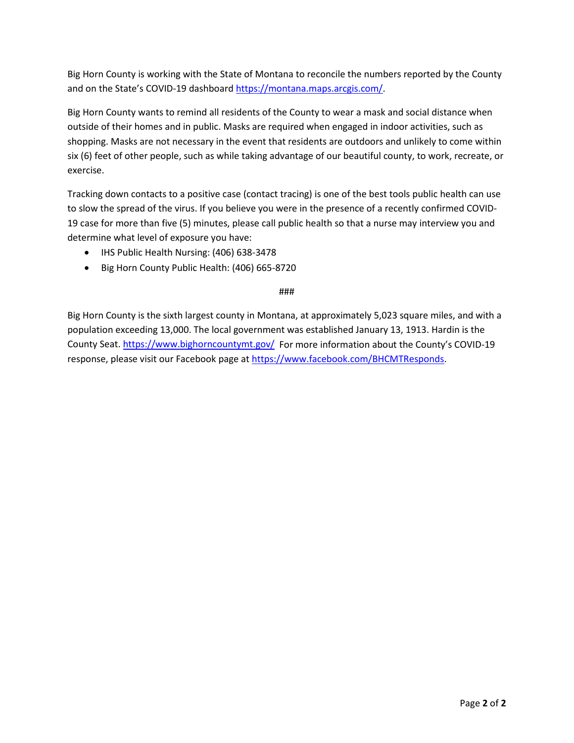Big Horn County is working with the State of Montana to reconcile the numbers reported by the County and on the State's COVID-19 dashboard https://montana.maps.arcgis.com/.

Big Horn County wants to remind all residents of the County to wear a mask and social distance when outside of their homes and in public. Masks are required when engaged in indoor activities, such as shopping. Masks are not necessary in the event that residents are outdoors and unlikely to come within six (6) feet of other people, such as while taking advantage of our beautiful county, to work, recreate, or exercise.

Tracking down contacts to a positive case (contact tracing) is one of the best tools public health can use to slow the spread of the virus. If you believe you were in the presence of a recently confirmed COVID-19 case for more than five (5) minutes, please call public health so that a nurse may interview you and determine what level of exposure you have:

- IHS Public Health Nursing: (406) 638-3478
- Big Horn County Public Health: (406) 665-8720

###

Big Horn County is the sixth largest county in Montana, at approximately 5,023 square miles, and with a population exceeding 13,000. The local government was established January 13, 1913. Hardin is the County Seat. https://www.bighorncountymt.gov/ For more information about the County's COVID-19 response, please visit our Facebook page at https://www.facebook.com/BHCMTResponds.